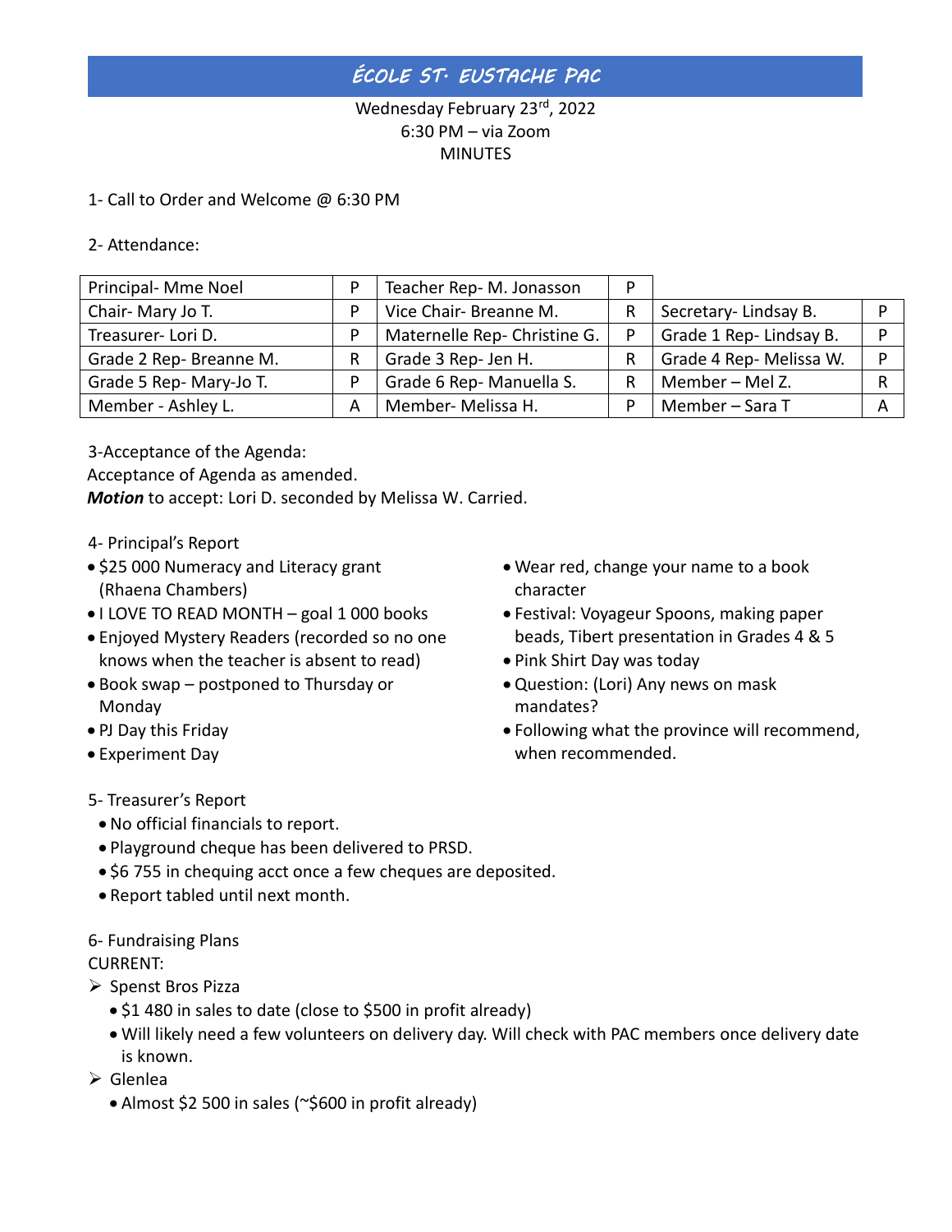# École St. Eustache PAC

Wednesday February 23rd, 2022
6:30 PM – via Zoom
MINUTES

1- Call to Order and Welcome @ 6:30 PM

2- Attendance:

| | | | | | |
|---|---|---|---|---|---|
| Principal- Mme Noel | P | Teacher Rep- M. Jonasson | P | | |
| Chair- Mary Jo T. | P | Vice Chair- Breanne M. | R | Secretary- Lindsay B. | P |
| Treasurer- Lori D. | P | Maternelle Rep- Christine G. | P | Grade 1 Rep- Lindsay B. | P |
| Grade 2 Rep- Breanne M. | R | Grade 3 Rep- Jen H. | R | Grade 4 Rep- Melissa W. | P |
| Grade 5 Rep- Mary-Jo T. | P | Grade 6 Rep- Manuella S. | R | Member – Mel Z. | R |
| Member - Ashley L. | A | Member- Melissa H. | P | Member – Sara T | A |

3-Acceptance of the Agenda:
Acceptance of Agenda as amended.
***Motion*** to accept: Lori D. seconded by Melissa W. Carried.

4- Principal's Report
- $25 000 Numeracy and Literacy grant (Rhaena Chambers)
- I LOVE TO READ MONTH – goal 1 000 books
- Enjoyed Mystery Readers (recorded so no one knows when the teacher is absent to read)
- Book swap – postponed to Thursday or Monday
- PJ Day this Friday
- Experiment Day
- Wear red, change your name to a book character
- Festival: Voyageur Spoons, making paper beads, Tibert presentation in Grades 4 & 5
- Pink Shirt Day was today
- Question: (Lori) Any news on mask mandates?
- Following what the province will recommend, when recommended.

5- Treasurer's Report
- No official financials to report.
- Playground cheque has been delivered to PRSD.
- $6 755 in chequing acct once a few cheques are deposited.
- Report tabled until next month.

6- Fundraising Plans
CURRENT:
- Spenst Bros Pizza
  - $1 480 in sales to date (close to $500 in profit already)
  - Will likely need a few volunteers on delivery day. Will check with PAC members once delivery date is known.
- Glenlea
  - Almost $2 500 in sales (~$600 in profit already)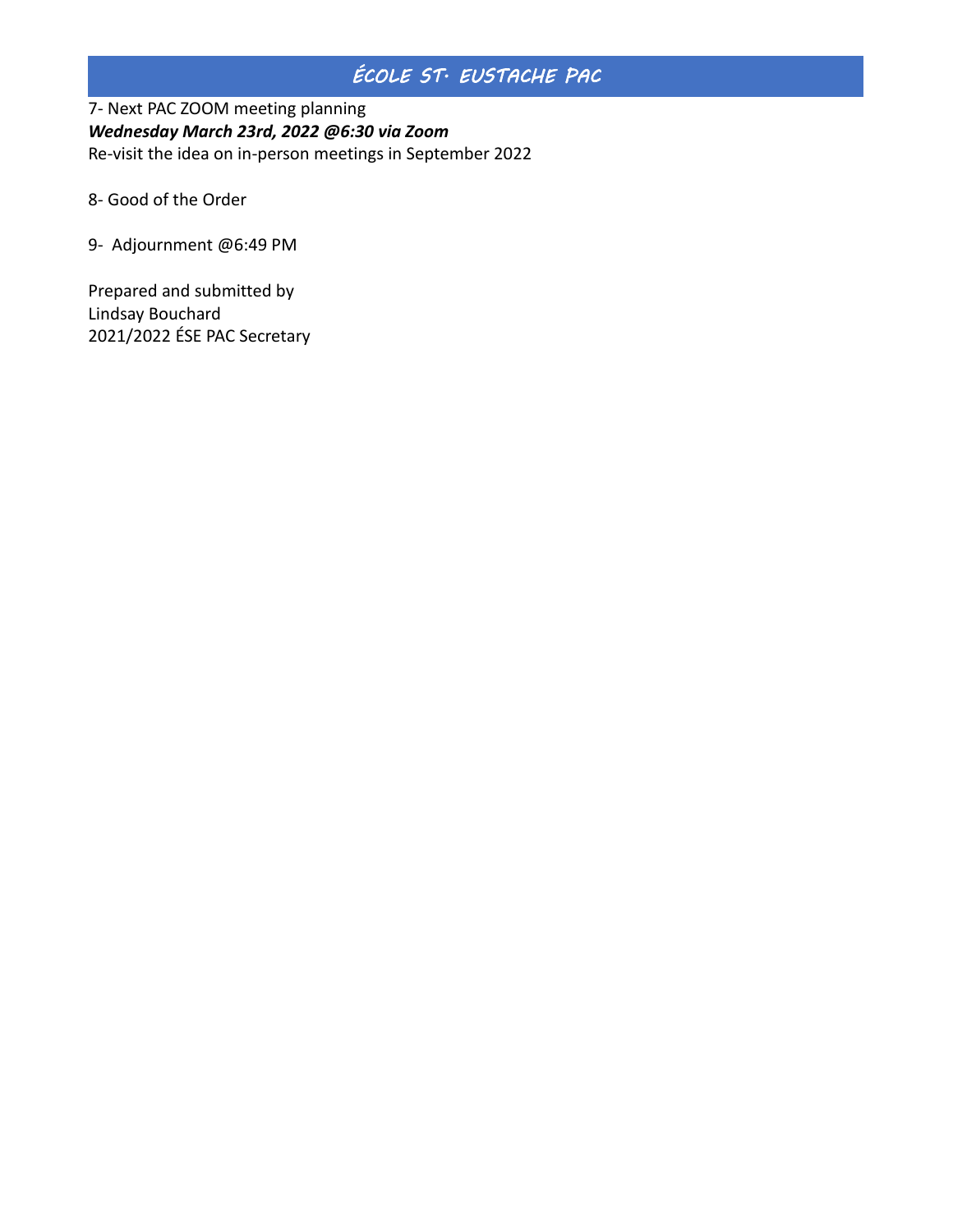7- Next PAC ZOOM meeting planning
***Wednesday March 23rd, 2022 @6:30 via Zoom***
Re-visit the idea on in-person meetings in September 2022

8- Good of the Order

9- Adjournment @6:49 PM

Prepared and submitted by
Lindsay Bouchard
2021/2022 ÉSE PAC Secretary